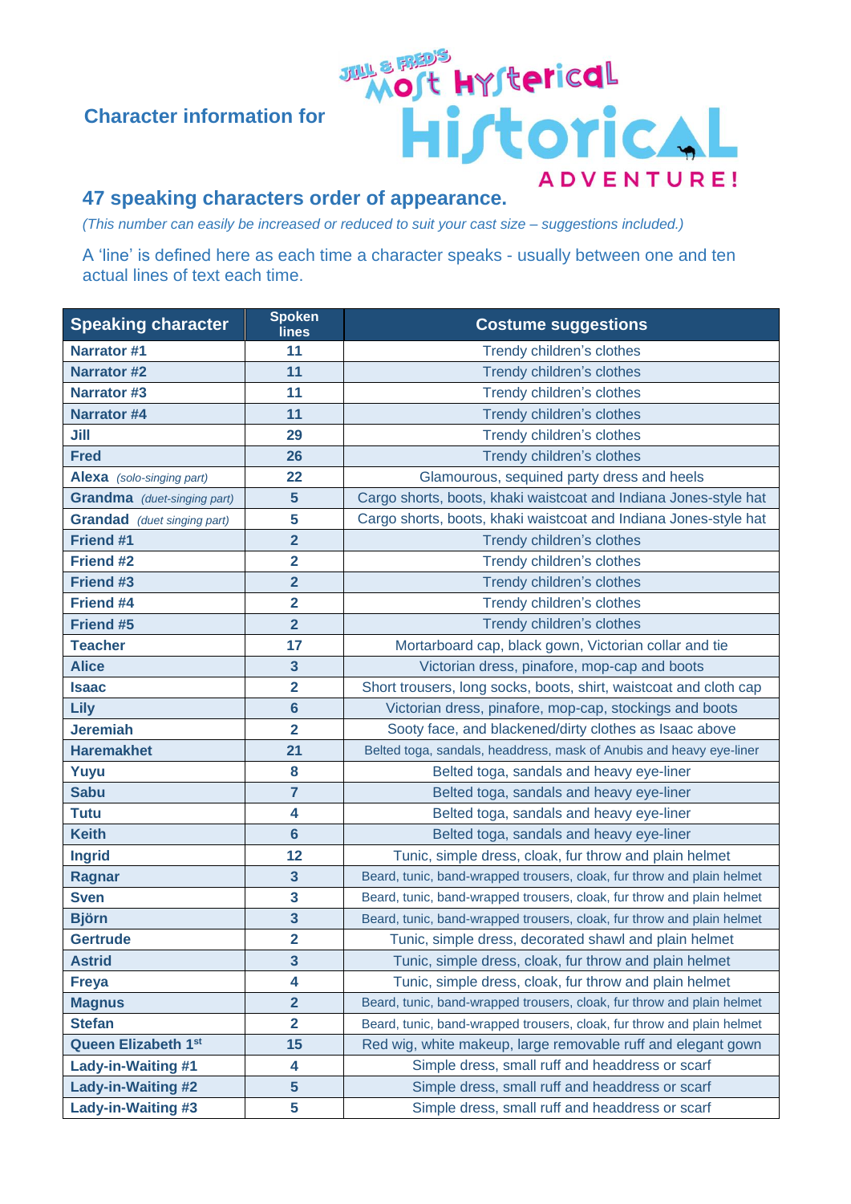**Character information for** Jill & Fred's Most Hysterical Historical ADVENTURE!

## 47 speaking characters order of appearance.

*(This number can easily be increased or reduced to suit your cast size – suggestions included.)*

A 'line' is defined here as each time a character speaks - usually between one and ten actual lines of text each time.

| Speaking character | Spoken lines | Costume suggestions |
|---|---|---|
| **Narrator #1** | 11 | Trendy children's clothes |
| **Narrator #2** | 11 | Trendy children's clothes |
| **Narrator #3** | 11 | Trendy children's clothes |
| **Narrator #4** | 11 | Trendy children's clothes |
| **Jill** | 29 | Trendy children's clothes |
| **Fred** | 26 | Trendy children's clothes |
| **Alexa** *(solo-singing part)* | 22 | Glamourous, sequined party dress and heels |
| **Grandma** *(duet-singing part)* | 5 | Cargo shorts, boots, khaki waistcoat and Indiana Jones-style hat |
| **Grandad** *(duet singing part)* | 5 | Cargo shorts, boots, khaki waistcoat and Indiana Jones-style hat |
| **Friend #1** | 2 | Trendy children's clothes |
| **Friend #2** | 2 | Trendy children's clothes |
| **Friend #3** | 2 | Trendy children's clothes |
| **Friend #4** | 2 | Trendy children's clothes |
| **Friend #5** | 2 | Trendy children's clothes |
| **Teacher** | 17 | Mortarboard cap, black gown, Victorian collar and tie |
| **Alice** | 3 | Victorian dress, pinafore, mop-cap and boots |
| **Isaac** | 2 | Short trousers, long socks, boots, shirt, waistcoat and cloth cap |
| **Lily** | 6 | Victorian dress, pinafore, mop-cap, stockings and boots |
| **Jeremiah** | 2 | Sooty face, and blackened/dirty clothes as Isaac above |
| **Haremakhet** | 21 | Belted toga, sandals, headdress, mask of Anubis and heavy eye-liner |
| **Yuyu** | 8 | Belted toga, sandals and heavy eye-liner |
| **Sabu** | 7 | Belted toga, sandals and heavy eye-liner |
| **Tutu** | 4 | Belted toga, sandals and heavy eye-liner |
| **Keith** | 6 | Belted toga, sandals and heavy eye-liner |
| **Ingrid** | 12 | Tunic, simple dress, cloak, fur throw and plain helmet |
| **Ragnar** | 3 | Beard, tunic, band-wrapped trousers, cloak, fur throw and plain helmet |
| **Sven** | 3 | Beard, tunic, band-wrapped trousers, cloak, fur throw and plain helmet |
| **Björn** | 3 | Beard, tunic, band-wrapped trousers, cloak, fur throw and plain helmet |
| **Gertrude** | 2 | Tunic, simple dress, decorated shawl and plain helmet |
| **Astrid** | 3 | Tunic, simple dress, cloak, fur throw and plain helmet |
| **Freya** | 4 | Tunic, simple dress, cloak, fur throw and plain helmet |
| **Magnus** | 2 | Beard, tunic, band-wrapped trousers, cloak, fur throw and plain helmet |
| **Stefan** | 2 | Beard, tunic, band-wrapped trousers, cloak, fur throw and plain helmet |
| **Queen Elizabeth 1st** | 15 | Red wig, white makeup, large removable ruff and elegant gown |
| **Lady-in-Waiting #1** | 4 | Simple dress, small ruff and headdress or scarf |
| **Lady-in-Waiting #2** | 5 | Simple dress, small ruff and headdress or scarf |
| **Lady-in-Waiting #3** | 5 | Simple dress, small ruff and headdress or scarf |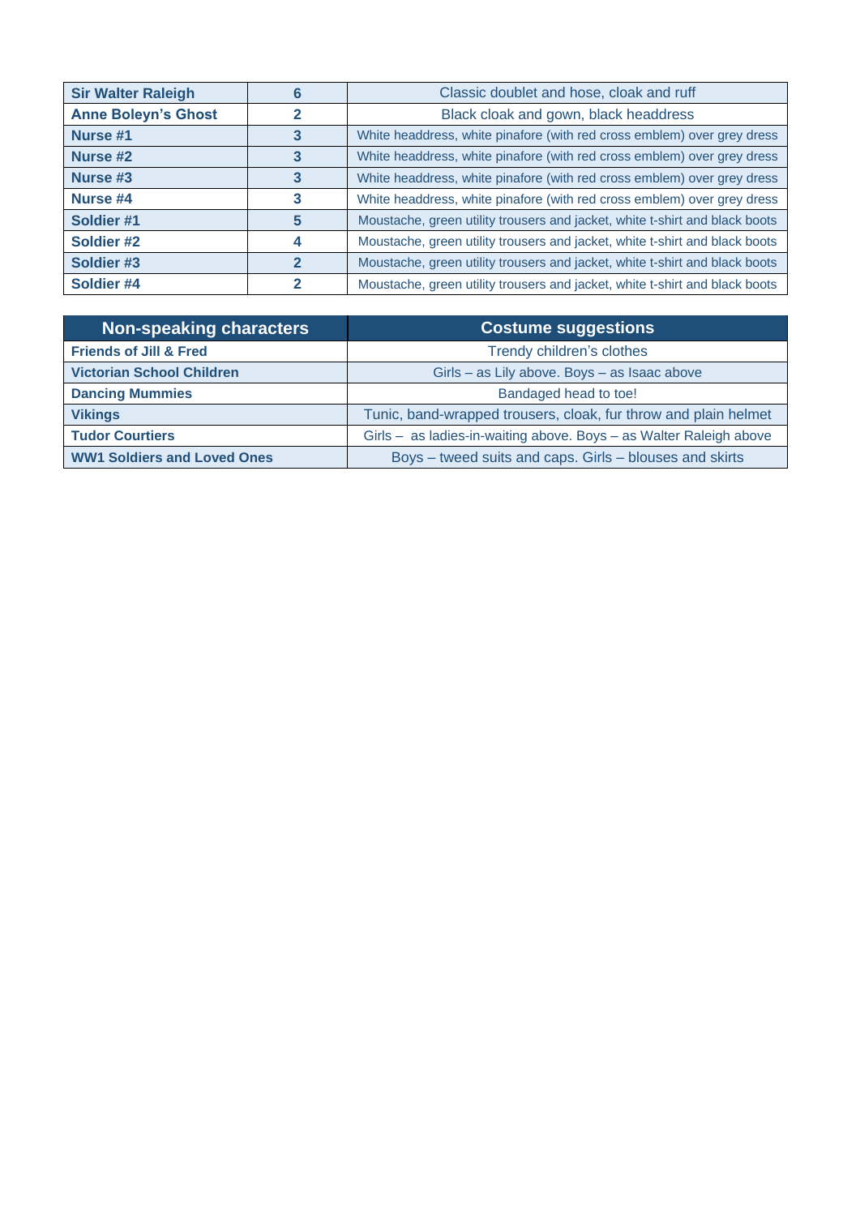| | | |
|---|---|---|
| **Sir Walter Raleigh** | 6 | Classic doublet and hose, cloak and ruff |
| **Anne Boleyn's Ghost** | 2 | Black cloak and gown, black headdress |
| **Nurse #1** | 3 | White headdress, white pinafore (with red cross emblem) over grey dress |
| **Nurse #2** | 3 | White headdress, white pinafore (with red cross emblem) over grey dress |
| **Nurse #3** | 3 | White headdress, white pinafore (with red cross emblem) over grey dress |
| **Nurse #4** | 3 | White headdress, white pinafore (with red cross emblem) over grey dress |
| **Soldier #1** | 5 | Moustache, green utility trousers and jacket, white t-shirt and black boots |
| **Soldier #2** | 4 | Moustache, green utility trousers and jacket, white t-shirt and black boots |
| **Soldier #3** | 2 | Moustache, green utility trousers and jacket, white t-shirt and black boots |
| **Soldier #4** | 2 | Moustache, green utility trousers and jacket, white t-shirt and black boots |

| Non-speaking characters | Costume suggestions |
|---|---|
| **Friends of Jill & Fred** | Trendy children's clothes |
| **Victorian School Children** | Girls – as Lily above. Boys – as Isaac above |
| **Dancing Mummies** | Bandaged head to toe! |
| **Vikings** | Tunic, band-wrapped trousers, cloak, fur throw and plain helmet |
| **Tudor Courtiers** | Girls – as ladies-in-waiting above. Boys – as Walter Raleigh above |
| **WW1 Soldiers and Loved Ones** | Boys – tweed suits and caps. Girls – blouses and skirts |